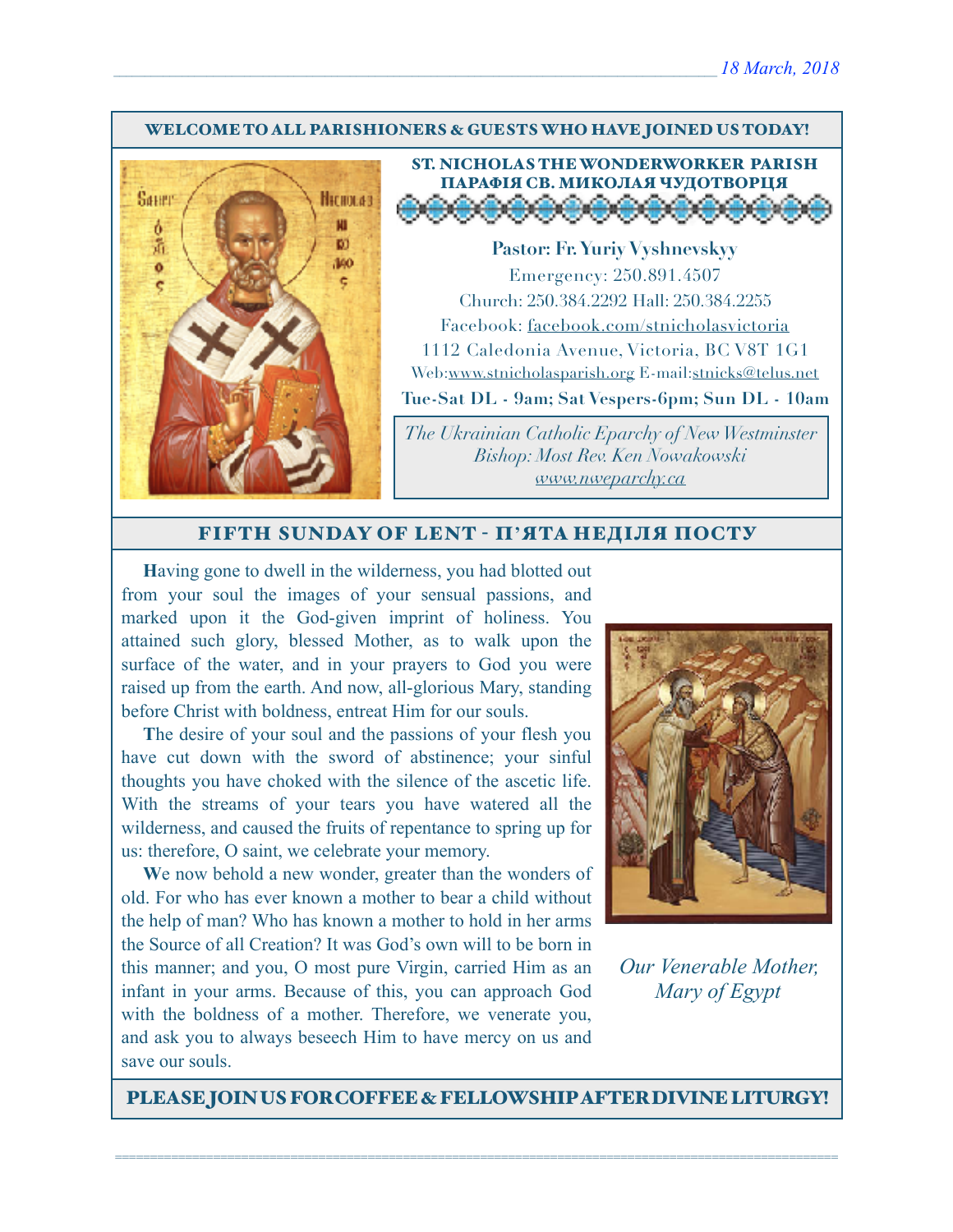18 March, 2018

**WELCOME TO ALL PARISHIONERS & GUESTS WHO HAVE JOINED US TODAY!**

## ST. NICHOLAS THE WONDERWORKER PARISH
## ПАРАФІЯ СВ. МИКОЛАЯ ЧУДОТВОРЦЯ

**Pastor: Fr. Yuriy Vyshnevskyy**

Emergency: 250.891.4507

Church: 250.384.2292 Hall: 250.384.2255

Facebook: facebook.com/stnicholasvictoria

1112 Caledonia Avenue, Victoria, BC V8T 1G1

Web:www.stnicholasparish.org E-mail:stnicks@telus.net

**Tue-Sat DL - 9am; Sat Vespers-6pm; Sun DL - 10am**

*The Ukrainian Catholic Eparchy of New Westminster*
*Bishop: Most Rev. Ken Nowakowski*
*www.nweparchy.ca*

## FIFTH SUNDAY OF LENT - П'ЯТА НЕДІЛЯ ПОСТУ

**H**aving gone to dwell in the wilderness, you had blotted out from your soul the images of your sensual passions, and marked upon it the God-given imprint of holiness. You attained such glory, blessed Mother, as to walk upon the surface of the water, and in your prayers to God you were raised up from the earth. And now, all-glorious Mary, standing before Christ with boldness, entreat Him for our souls.

**T**he desire of your soul and the passions of your flesh you have cut down with the sword of abstinence; your sinful thoughts you have choked with the silence of the ascetic life. With the streams of your tears you have watered all the wilderness, and caused the fruits of repentance to spring up for us: therefore, O saint, we celebrate your memory.

**W**e now behold a new wonder, greater than the wonders of old. For who has ever known a mother to bear a child without the help of man? Who has known a mother to hold in her arms the Source of all Creation? It was God's own will to be born in this manner; and you, O most pure Virgin, carried Him as an infant in your arms. Because of this, you can approach God with the boldness of a mother. Therefore, we venerate you, and ask you to always beseech Him to have mercy on us and save our souls.

*Our Venerable Mother, Mary of Egypt*

**PLEASE JOIN US FOR COFFEE & FELLOWSHIP AFTER DIVINE LITURGY!**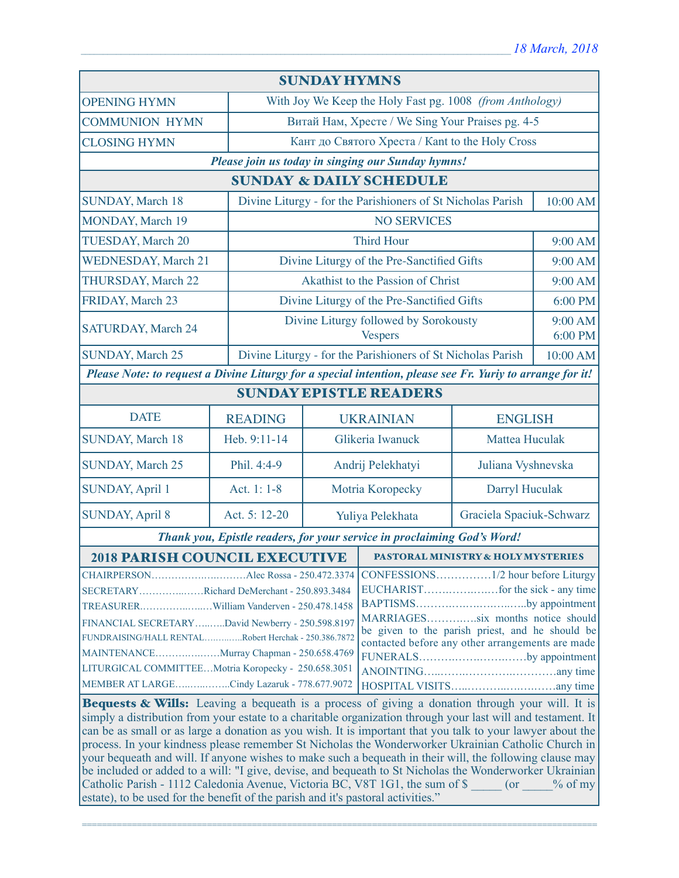18 March, 2018

## SUNDAY HYMNS

| | |
|---|---|
| OPENING HYMN | With Joy We Keep the Holy Fast pg. 1008 *(from Anthology)* |
| COMMUNION HYMN | Витай Нам, Хресте / We Sing Your Praises pg. 4-5 |
| CLOSING HYMN | Кант до Святого Хреста / Kant to the Holy Cross |

***Please join us today in singing our Sunday hymns!***

## SUNDAY & DAILY SCHEDULE

| | | |
|---|---|---|
| SUNDAY, March 18 | Divine Liturgy - for the Parishioners of St Nicholas Parish | 10:00 AM |
| MONDAY, March 19 | NO SERVICES | |
| TUESDAY, March 20 | Third Hour | 9:00 AM |
| WEDNESDAY, March 21 | Divine Liturgy of the Pre-Sanctified Gifts | 9:00 AM |
| THURSDAY, March 22 | Akathist to the Passion of Christ | 9:00 AM |
| FRIDAY, March 23 | Divine Liturgy of the Pre-Sanctified Gifts | 6:00 PM |
| SATURDAY, March 24 | Divine Liturgy followed by Sorokousty<br>Vespers | 9:00 AM<br>6:00 PM |
| SUNDAY, March 25 | Divine Liturgy - for the Parishioners of St Nicholas Parish | 10:00 AM |

***Please Note: to request a Divine Liturgy for a special intention, please see Fr. Yuriy to arrange for it!***

## SUNDAY EPISTLE READERS

| DATE | READING | UKRAINIAN | ENGLISH |
|---|---|---|---|
| SUNDAY, March 18 | Heb. 9:11-14 | Glikeria Iwanuck | Mattea Huculak |
| SUNDAY, March 25 | Phil. 4:4-9 | Andrij Pelekhatyi | Juliana Vyshnevska |
| SUNDAY, April 1 | Act. 1: 1-8 | Motria Koropecky | Darryl Huculak |
| SUNDAY, April 8 | Act. 5: 12-20 | Yuliya Pelekhata | Graciela Spaciuk-Schwarz |

***Thank you, Epistle readers, for your service in proclaiming God's Word!***

## 2018 PARISH COUNCIL EXECUTIVE

- CHAIRPERSON……………………….Alec Rossa - 250.472.3374
- SECRETARY……………Richard DeMerchant - 250.893.3484
- TREASURER………………William Vanderven - 250.478.1458
- FINANCIAL SECRETARY……..David Newberry - 250.598.8197
- FUNDRAISING/HALL RENTAL…………Robert Herchak - 250.386.7872
- MAINTENANCE………………Murray Chapman - 250.658.4769
- LITURGICAL COMMITTEE…Motria Koropecky - 250.658.3051
- MEMBER AT LARGE……………Cindy Lazaruk - 778.677.9072

## PASTORAL MINISTRY & HOLY MYSTERIES

- CONFESSIONS……………1/2 hour before Liturgy
- EUCHARIST………………for the sick - any time
- BAPTISMS……………………………by appointment
- MARRIAGES…………six months notice should be given to the parish priest, and he should be contacted before any other arrangements are made
- FUNERALS……………………………by appointment
- ANOINTING……………………………any time
- HOSPITAL VISITS……………………any time

**Bequests & Wills:** Leaving a bequeath is a process of giving a donation through your will. It is simply a distribution from your estate to a charitable organization through your last will and testament. It can be as small or as large a donation as you wish. It is important that you talk to your lawyer about the process. In your kindness please remember St Nicholas the Wonderworker Ukrainian Catholic Church in your bequeath and will. If anyone wishes to make such a bequeath in their will, the following clause may be included or added to a will: "I give, devise, and bequeath to St Nicholas the Wonderworker Ukrainian Catholic Parish - 1112 Caledonia Avenue, Victoria BC, V8T 1G1, the sum of $ _____ (or _____% of my estate), to be used for the benefit of the parish and it's pastoral activities."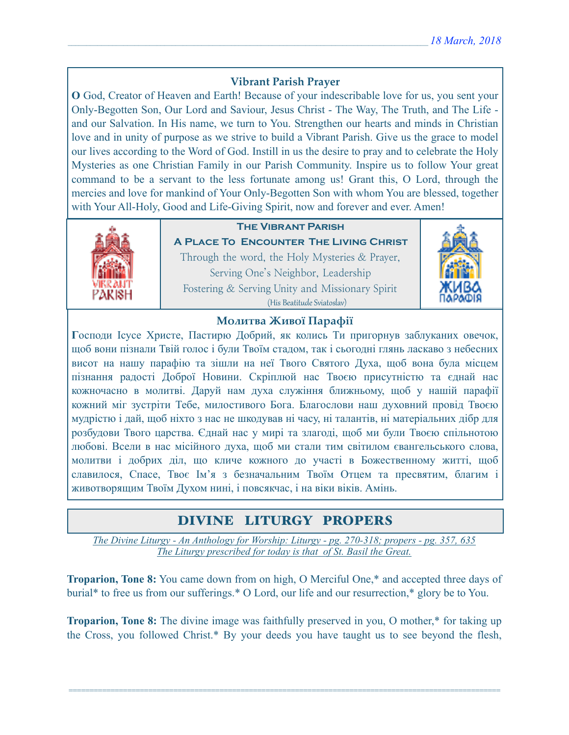## Vibrant Parish Prayer

**O** God, Creator of Heaven and Earth! Because of your indescribable love for us, you sent your Only-Begotten Son, Our Lord and Saviour, Jesus Christ - The Way, The Truth, and The Life - and our Salvation. In His name, we turn to You. Strengthen our hearts and minds in Christian love and in unity of purpose as we strive to build a Vibrant Parish. Give us the grace to model our lives according to the Word of God. Instill in us the desire to pray and to celebrate the Holy Mysteries as one Christian Family in our Parish Community. Inspire us to follow Your great command to be a servant to the less fortunate among us! Grant this, O Lord, through the mercies and love for mankind of Your Only-Begotten Son with whom You are blessed, together with Your All-Holy, Good and Life-Giving Spirit, now and forever and ever. Amen!

**The Vibrant Parish**

**A Place To Encounter The Living Christ**

Through the word, the Holy Mysteries & Prayer,
Serving One's Neighbor, Leadership
Fostering & Serving Unity and Missionary Spirit
(His Beatitude Sviatoslav)

## Молитва Живої Парафії

**Г**осподи Ісусе Христе, Пастирю Добрий, як колись Ти пригорнув заблуканих овечок, щоб вони пізнали Твій голос і були Твоїм стадом, так і сьогодні глянь ласкаво з небесних висот на нашу парафію та зішли на неї Твого Святого Духа, щоб вона була місцем пізнання радості Доброї Новини. Скріплюй нас Твоєю присутністю та єднай нас кожночасно в молитві. Даруй нам духа служіння ближньому, щоб у нашій парафії кожний міг зустріти Тебе, милостивого Бога. Благослови наш духовний провід Твоєю мудрістю і дай, щоб ніхто з нас не шкодував ні часу, ні талантів, ні матеріальних дібр для розбудови Твого царства. Єднай нас у мирі та злагоді, щоб ми були Твоєю спільнотою любові. Всели в нас місійного духа, щоб ми стали тим світилом євангельського слова, молитви і добрих діл, що кличе кожного до участі в Божественному житті, щоб славилося, Спасе, Твоє Ім'я з безначальним Твоїм Отцем та пресвятим, благим і животворящим Твоїм Духом нині, і повсякчас, і на віки віків. Амінь.

## DIVINE LITURGY PROPERS

*The Divine Liturgy - An Anthology for Worship: Liturgy - pg. 270-318; propers - pg. 357, 635*
*The Liturgy prescribed for today is that of St. Basil the Great.*

**Troparion, Tone 8:** You came down from on high, O Merciful One,* and accepted three days of burial* to free us from our sufferings.* O Lord, our life and our resurrection,* glory be to You.

**Troparion, Tone 8:** The divine image was faithfully preserved in you, O mother,* for taking up the Cross, you followed Christ.* By your deeds you have taught us to see beyond the flesh,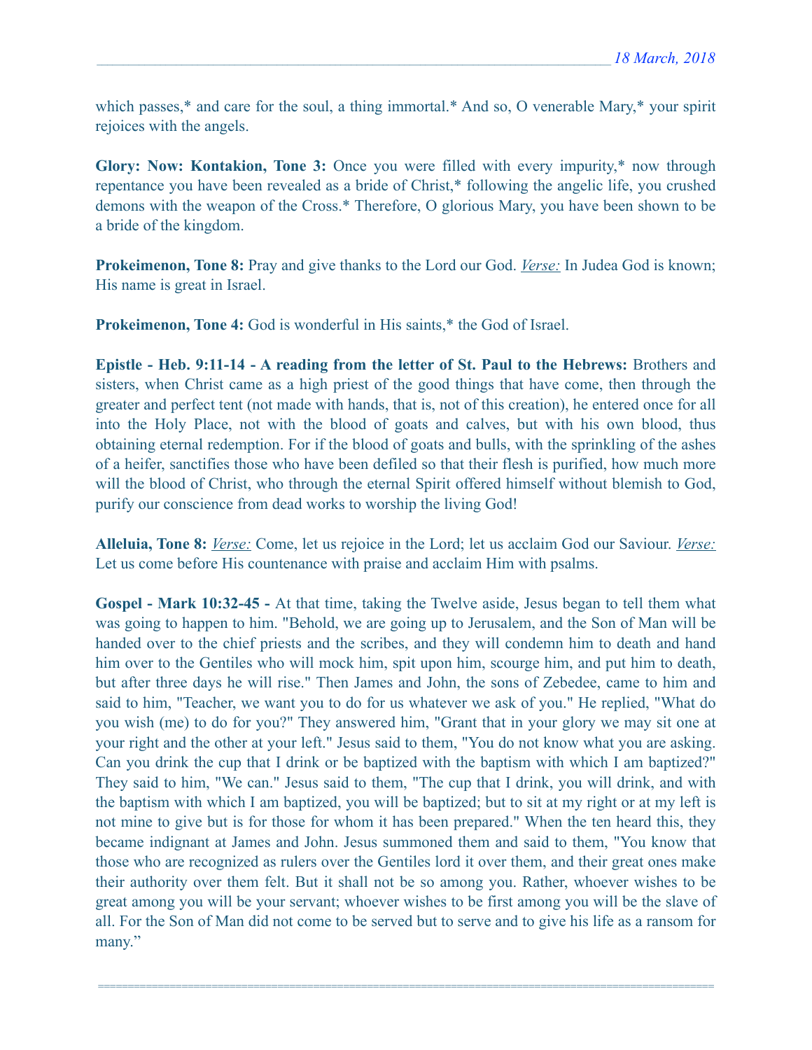which passes,* and care for the soul, a thing immortal.* And so, O venerable Mary,* your spirit rejoices with the angels.

**Glory: Now: Kontakion, Tone 3:** Once you were filled with every impurity,* now through repentance you have been revealed as a bride of Christ,* following the angelic life, you crushed demons with the weapon of the Cross.* Therefore, O glorious Mary, you have been shown to be a bride of the kingdom.

**Prokeimenon, Tone 8:** Pray and give thanks to the Lord our God. *Verse:* In Judea God is known; His name is great in Israel.

**Prokeimenon, Tone 4:** God is wonderful in His saints,* the God of Israel.

**Epistle - Heb. 9:11-14 - A reading from the letter of St. Paul to the Hebrews:** Brothers and sisters, when Christ came as a high priest of the good things that have come, then through the greater and perfect tent (not made with hands, that is, not of this creation), he entered once for all into the Holy Place, not with the blood of goats and calves, but with his own blood, thus obtaining eternal redemption. For if the blood of goats and bulls, with the sprinkling of the ashes of a heifer, sanctifies those who have been defiled so that their flesh is purified, how much more will the blood of Christ, who through the eternal Spirit offered himself without blemish to God, purify our conscience from dead works to worship the living God!

**Alleluia, Tone 8:** *Verse:* Come, let us rejoice in the Lord; let us acclaim God our Saviour. *Verse:* Let us come before His countenance with praise and acclaim Him with psalms.

**Gospel - Mark 10:32-45 -** At that time, taking the Twelve aside, Jesus began to tell them what was going to happen to him. "Behold, we are going up to Jerusalem, and the Son of Man will be handed over to the chief priests and the scribes, and they will condemn him to death and hand him over to the Gentiles who will mock him, spit upon him, scourge him, and put him to death, but after three days he will rise." Then James and John, the sons of Zebedee, came to him and said to him, "Teacher, we want you to do for us whatever we ask of you." He replied, "What do you wish (me) to do for you?" They answered him, "Grant that in your glory we may sit one at your right and the other at your left." Jesus said to them, "You do not know what you are asking. Can you drink the cup that I drink or be baptized with the baptism with which I am baptized?" They said to him, "We can." Jesus said to them, "The cup that I drink, you will drink, and with the baptism with which I am baptized, you will be baptized; but to sit at my right or at my left is not mine to give but is for those for whom it has been prepared." When the ten heard this, they became indignant at James and John. Jesus summoned them and said to them, "You know that those who are recognized as rulers over the Gentiles lord it over them, and their great ones make their authority over them felt. But it shall not be so among you. Rather, whoever wishes to be great among you will be your servant; whoever wishes to be first among you will be the slave of all. For the Son of Man did not come to be served but to serve and to give his life as a ransom for many."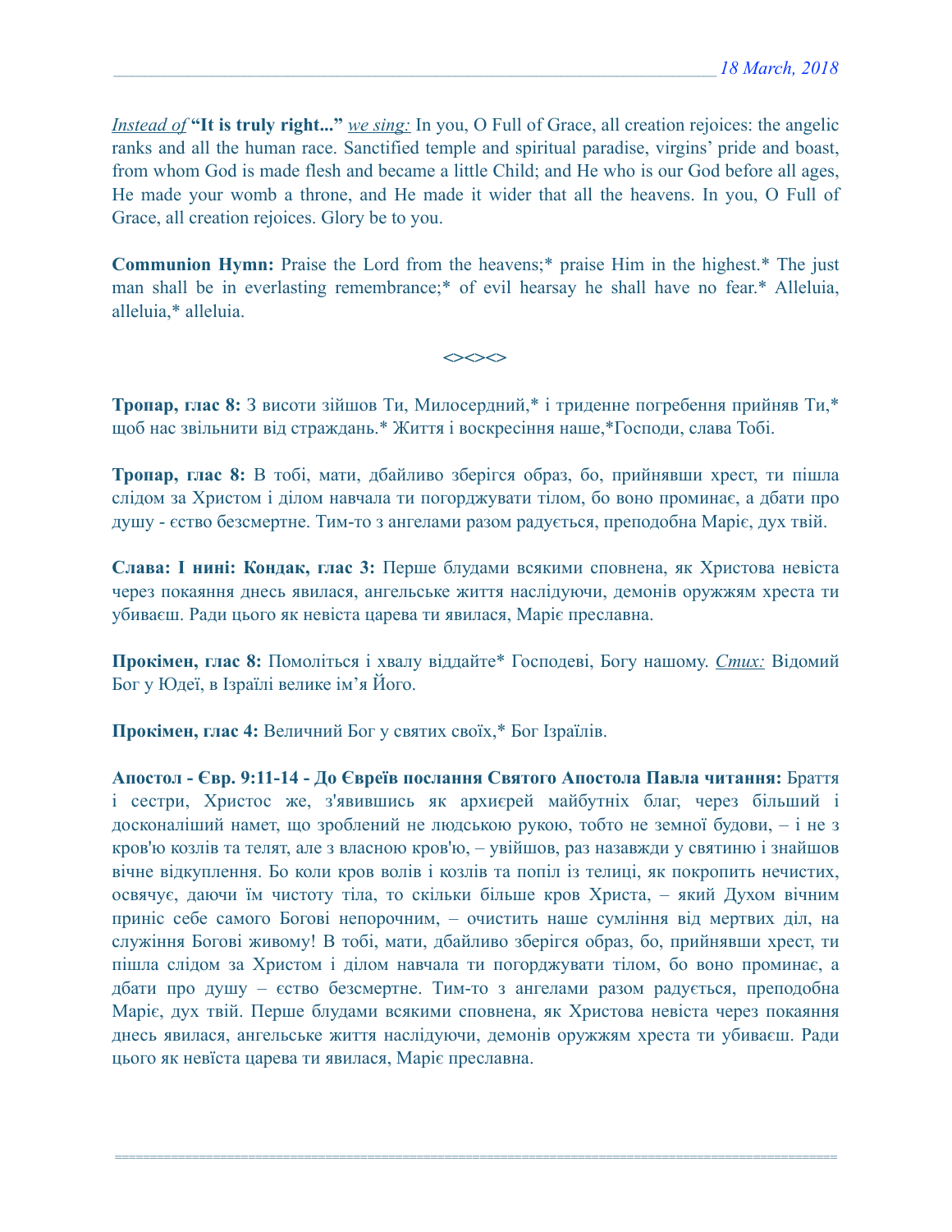*Instead of* **"It is truly right..."** *we sing:* In you, O Full of Grace, all creation rejoices: the angelic ranks and all the human race. Sanctified temple and spiritual paradise, virgins' pride and boast, from whom God is made flesh and became a little Child; and He who is our God before all ages, He made your womb a throne, and He made it wider that all the heavens. In you, O Full of Grace, all creation rejoices. Glory be to you.

**Communion Hymn:** Praise the Lord from the heavens;* praise Him in the highest.* The just man shall be in everlasting remembrance;* of evil hearsay he shall have no fear.* Alleluia, alleluia,* alleluia.

<><><>

**Тропар, глас 8:** З висоти зійшов Ти, Милосердний,* і триденне погребення прийняв Ти,* щоб нас звільнити від страждань.* Життя і воскресіння наше,*Господи, слава Тобі.

**Тропар, глас 8:** В тобі, мати, дбайливо зберігся образ, бо, прийнявши хрест, ти пішла слідом за Христом і ділом навчала ти погорджувати тілом, бо воно проминає, а дбати про душу - єство безсмертне. Тим-то з ангелами разом радується, преподобна Маріє, дух твій.

**Слава: І нині: Кондак, глас 3:** Перше блудами всякими сповнена, як Христова невіста через покаяння днесь явилася, ангельське життя наслідуючи, демонів оружжям хреста ти убиваєш. Ради цього як невіста царева ти явилася, Маріє преславна.

**Прокімен, глас 8:** Помоліться і хвалу віддайте* Господеві, Богу нашому. *Стих:* Відомий Бог у Юдеї, в Ізраїлі велике ім'я Його.

**Прокімен, глас 4:** Величний Бог у святих своїх,* Бог Ізраїлів.

**Апостол - Євр. 9:11-14 - До Євреїв послання Святого Апостола Павла читання:** Браття і сестри, Христос же, з'явившись як архиєрей майбутніх благ, через більший і досконаліший намет, що зроблений не людською рукою, тобто не земної будови, – і не з кров'ю козлів та телят, але з власною кров'ю, – увійшов, раз назавжди у святиню і знайшов вічне відкуплення. Бо коли кров волів і козлів та попіл із телиці, як покропить нечистих, освячує, даючи їм чистоту тіла, то скільки більше кров Христа, – який Духом вічним приніс себе самого Богові непорочним, – очистить наше сумління від мертвих діл, на служіння Богові живому! В тобі, мати, дбайливо зберігся образ, бо, прийнявши хрест, ти пішла слідом за Христом і ділом навчала ти погорджувати тілом, бо воно проминає, а дбати про душу – єство безсмертне. Тим-то з ангелами разом радується, преподобна Маріє, дух твій. Перше блудами всякими сповнена, як Христова невіста через покаяння днесь явилася, ангельське життя наслідуючи, демонів оружжям хреста ти убиваєш. Ради цього як невіста царева ти явилася, Маріє преславна.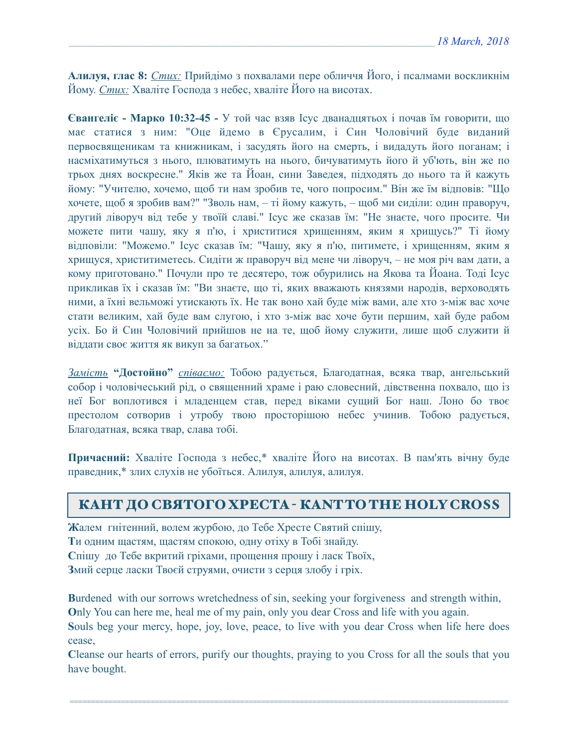**Алилуя, глас 8:** *Стих:* Прийдімо з похвалами пере обличчя Його, і псалмами воскликнім Йому. *Стих:* Хваліте Господа з небес, хваліте Його на висотах.

**Євангеліє - Марко 10:32-45 -** У той час взяв Ісус дванадцятьох і почав їм говорити, що має статися з ним: "Оце йдемо в Єрусалим, і Син Чоловічий буде виданий первосвященикам та книжникам, і засудять його на смерть, і видадуть його поганам; і насміхатимуться з нього, плюватимуть на нього, бичуватимуть його й уб'ють, він же по трьох днях воскресне." Яків же та Йоан, сини Заведея, підходять до нього та й кажуть йому: "Учителю, хочемо, щоб ти нам зробив те, чого попросим." Він же їм відповів: "Що хочете, щоб я зробив вам?" "Зволь нам, – ті йому кажуть, – щоб ми сиділи: один праворуч, другий ліворуч від тебе у твоїй славі." Ісус же сказав їм: "Не знаєте, чого просите. Чи можете пити чашу, яку я п'ю, і христитися хрищенням, яким я хрищусь?" Ті йому відповіли: "Можемо." Ісус сказав їм: "Чашу, яку я п'ю, питимете, і хрищенням, яким я хрищуся, христитиметесь. Сидіти ж праворуч від мене чи ліворуч, – не моя річ вам дати, а кому приготовано." Почули про те десятеро, тож обурились на Якова та Йоана. Тоді Ісус прикликав їх і сказав їм: "Ви знаєте, що ті, яких вважають князями народів, верховодять ними, а їхні вельможі утискають їх. Не так воно хай буде між вами, але хто з-між вас хоче стати великим, хай буде вам слугою, і хто з-між вас хоче бути першим, хай буде рабом усіх. Бо й Син Чоловічий прийшов не на те, щоб йому служити, лише щоб служити й віддати своє життя як викуп за багатьох."

*Замість* **"Достойно"** *співаємо:* Тобою радується, Благодатная, всяка твар, ангельський собор і чоловічеський рід, о священний храме і раю словесний, дівственна похвало, що із неї Бог воплотився і младенцем став, перед віками сущий Бог наш. Лоно бо твоє престолом сотворив і утробу твою просторішою небес учинив. Тобою радується, Благодатная, всяка твар, слава тобі.

**Причасний:** Хваліте Господа з небес,* хваліте Його на висотах. В пам'ять вічну буде праведник,* злих слухів не убоїться. Алилуя, алилуя, алилуя.

## КАНТ ДО СВЯТОГО ХРЕСТА - KANT TO THE HOLY CROSS

**Ж**алем гнітенний, волем журбою, до Тебе Хресте Святий спішу,
**Т**и одним щастям, щастям спокою, одну отіху в Тобі знайду.
**С**пішу до Тебе вкритий гріхами, прощення прошу і ласк Твоїх,
**З**мий серце ласки Твоєй струями, очисти з серця злобу і гріх.

**B**urdened with our sorrows wretchedness of sin, seeking your forgiveness and strength within,
**O**nly You can here me, heal me of my pain, only you dear Cross and life with you again.
**S**ouls beg your mercy, hope, joy, love, peace, to live with you dear Cross when life here does cease,
**C**leanse our hearts of errors, purify our thoughts, praying to you Cross for all the souls that you have bought.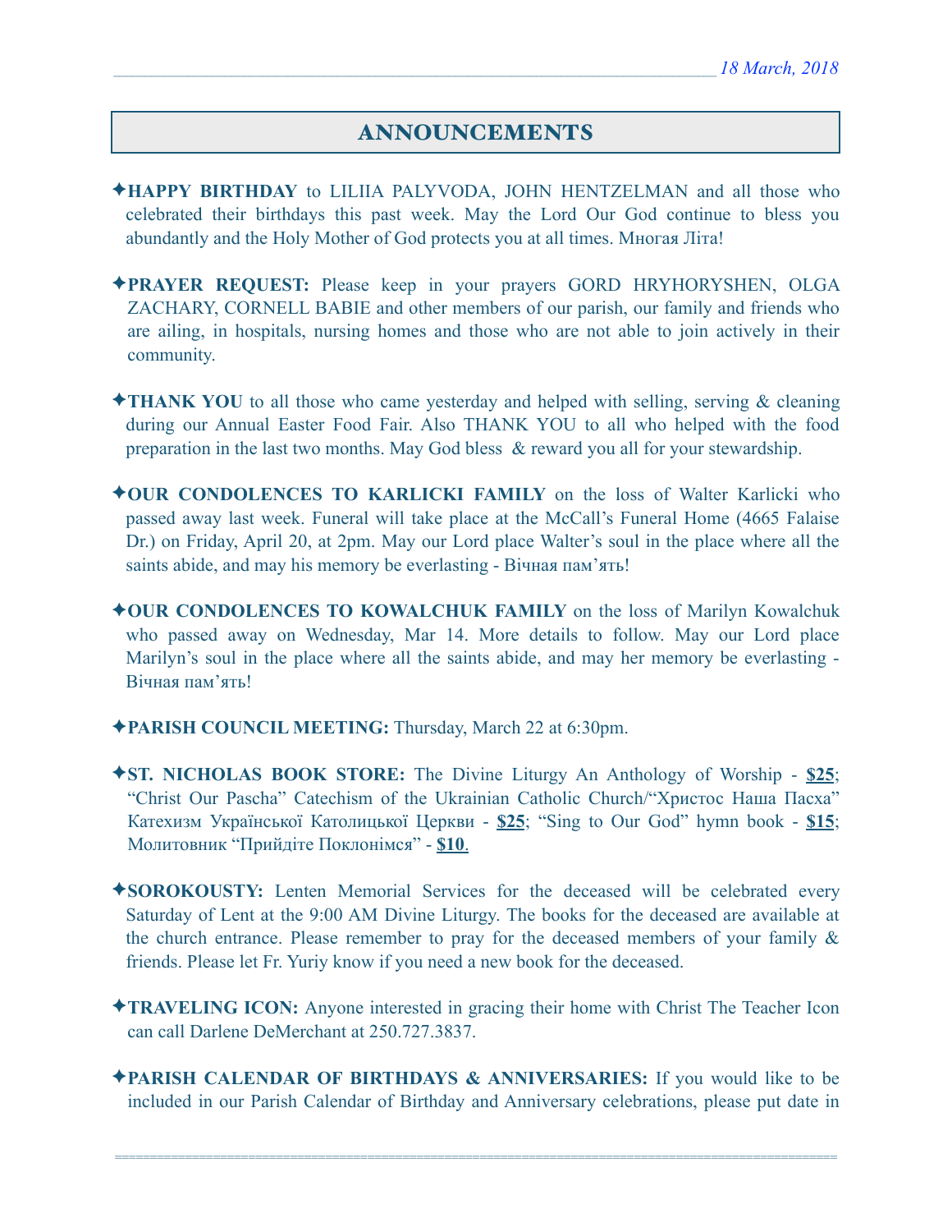## ANNOUNCEMENTS

✦**HAPPY BIRTHDAY** to LILIIA PALYVODA, JOHN HENTZELMAN and all those who celebrated their birthdays this past week. May the Lord Our God continue to bless you abundantly and the Holy Mother of God protects you at all times. Многая Літа!

✦**PRAYER REQUEST:** Please keep in your prayers GORD HRYHORYSHEN, OLGA ZACHARY, CORNELL BABIE and other members of our parish, our family and friends who are ailing, in hospitals, nursing homes and those who are not able to join actively in their community.

✦**THANK YOU** to all those who came yesterday and helped with selling, serving & cleaning during our Annual Easter Food Fair. Also THANK YOU to all who helped with the food preparation in the last two months. May God bless & reward you all for your stewardship.

✦**OUR CONDOLENCES TO KARLICKI FAMILY** on the loss of Walter Karlicki who passed away last week. Funeral will take place at the McCall's Funeral Home (4665 Falaise Dr.) on Friday, April 20, at 2pm. May our Lord place Walter's soul in the place where all the saints abide, and may his memory be everlasting - Вічная пам'ять!

✦**OUR CONDOLENCES TO KOWALCHUK FAMILY** on the loss of Marilyn Kowalchuk who passed away on Wednesday, Mar 14. More details to follow. May our Lord place Marilyn's soul in the place where all the saints abide, and may her memory be everlasting - Вічная пам'ять!

✦**PARISH COUNCIL MEETING:** Thursday, March 22 at 6:30pm.

✦**ST. NICHOLAS BOOK STORE:** The Divine Liturgy An Anthology of Worship - **$25**; "Christ Our Pascha" Catechism of the Ukrainian Catholic Church/"Христос Наша Пасха" Катехизм Української Католицької Церкви - **$25**; "Sing to Our God" hymn book - **$15**; Молитовник "Прийдіте Поклонімся" - **$10**.

✦**SOROKOUSTY:** Lenten Memorial Services for the deceased will be celebrated every Saturday of Lent at the 9:00 AM Divine Liturgy. The books for the deceased are available at the church entrance. Please remember to pray for the deceased members of your family & friends. Please let Fr. Yuriy know if you need a new book for the deceased.

✦**TRAVELING ICON:** Anyone interested in gracing their home with Christ The Teacher Icon can call Darlene DeMerchant at 250.727.3837.

✦**PARISH CALENDAR OF BIRTHDAYS & ANNIVERSARIES:** If you would like to be included in our Parish Calendar of Birthday and Anniversary celebrations, please put date in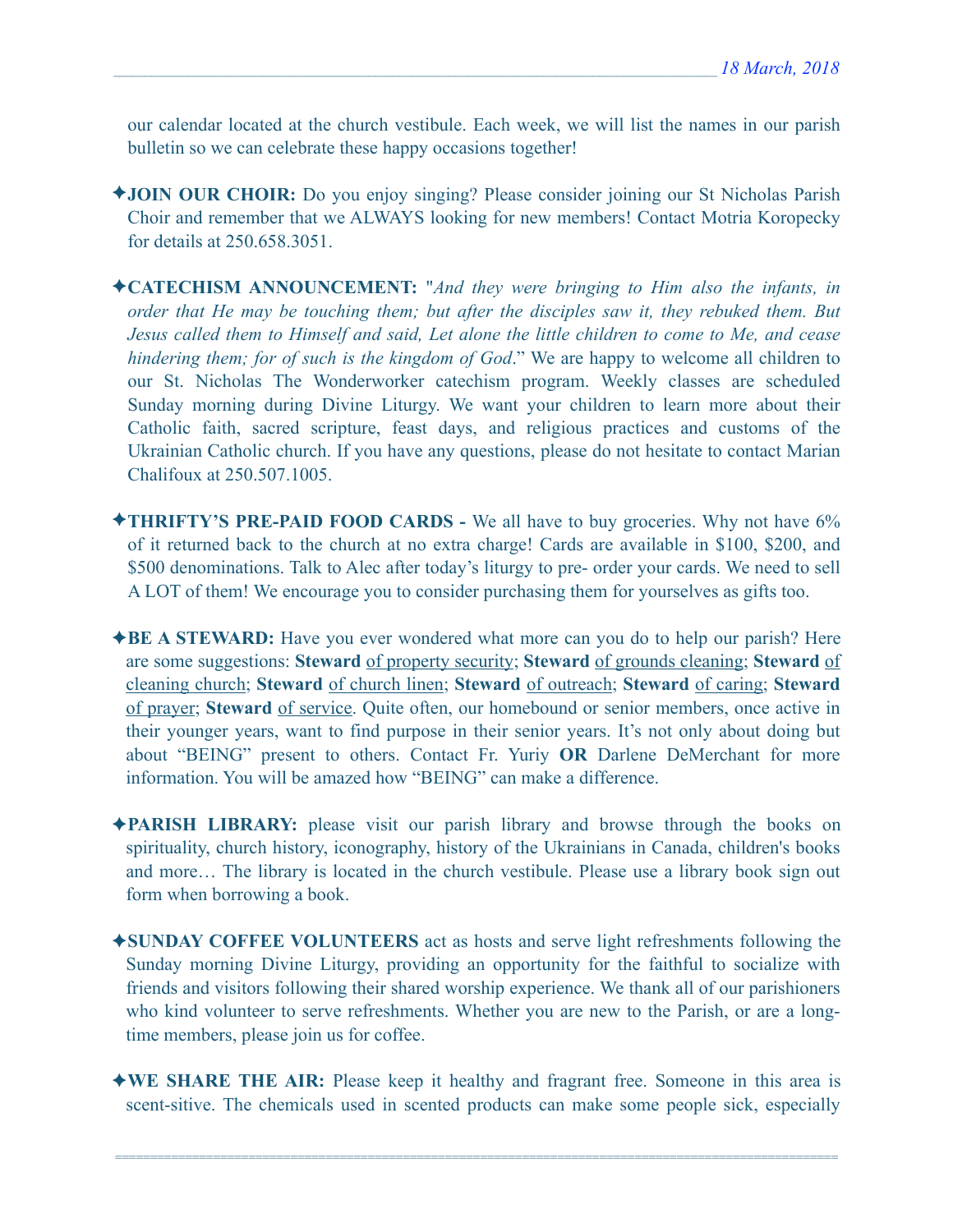our calendar located at the church vestibule. Each week, we will list the names in our parish bulletin so we can celebrate these happy occasions together!

✦**JOIN OUR CHOIR:** Do you enjoy singing? Please consider joining our St Nicholas Parish Choir and remember that we ALWAYS looking for new members! Contact Motria Koropecky for details at 250.658.3051.

✦**CATECHISM ANNOUNCEMENT:** "*And they were bringing to Him also the infants, in order that He may be touching them; but after the disciples saw it, they rebuked them. But Jesus called them to Himself and said, Let alone the little children to come to Me, and cease hindering them; for of such is the kingdom of God*." We are happy to welcome all children to our St. Nicholas The Wonderworker catechism program. Weekly classes are scheduled Sunday morning during Divine Liturgy. We want your children to learn more about their Catholic faith, sacred scripture, feast days, and religious practices and customs of the Ukrainian Catholic church. If you have any questions, please do not hesitate to contact Marian Chalifoux at 250.507.1005.

✦**THRIFTY'S PRE-PAID FOOD CARDS -** We all have to buy groceries. Why not have 6% of it returned back to the church at no extra charge! Cards are available in $100, $200, and $500 denominations. Talk to Alec after today's liturgy to pre- order your cards. We need to sell A LOT of them! We encourage you to consider purchasing them for yourselves as gifts too.

✦**BE A STEWARD:** Have you ever wondered what more can you do to help our parish? Here are some suggestions: **Steward** of property security; **Steward** of grounds cleaning; **Steward** of cleaning church; **Steward** of church linen; **Steward** of outreach; **Steward** of caring; **Steward** of prayer; **Steward** of service. Quite often, our homebound or senior members, once active in their younger years, want to find purpose in their senior years. It's not only about doing but about "BEING" present to others. Contact Fr. Yuriy **OR** Darlene DeMerchant for more information. You will be amazed how "BEING" can make a difference.

✦**PARISH LIBRARY:** please visit our parish library and browse through the books on spirituality, church history, iconography, history of the Ukrainians in Canada, children's books and more… The library is located in the church vestibule. Please use a library book sign out form when borrowing a book.

✦**SUNDAY COFFEE VOLUNTEERS** act as hosts and serve light refreshments following the Sunday morning Divine Liturgy, providing an opportunity for the faithful to socialize with friends and visitors following their shared worship experience. We thank all of our parishioners who kind volunteer to serve refreshments. Whether you are new to the Parish, or are a long-time members, please join us for coffee.

✦**WE SHARE THE AIR:** Please keep it healthy and fragrant free. Someone in this area is scent-sitive. The chemicals used in scented products can make some people sick, especially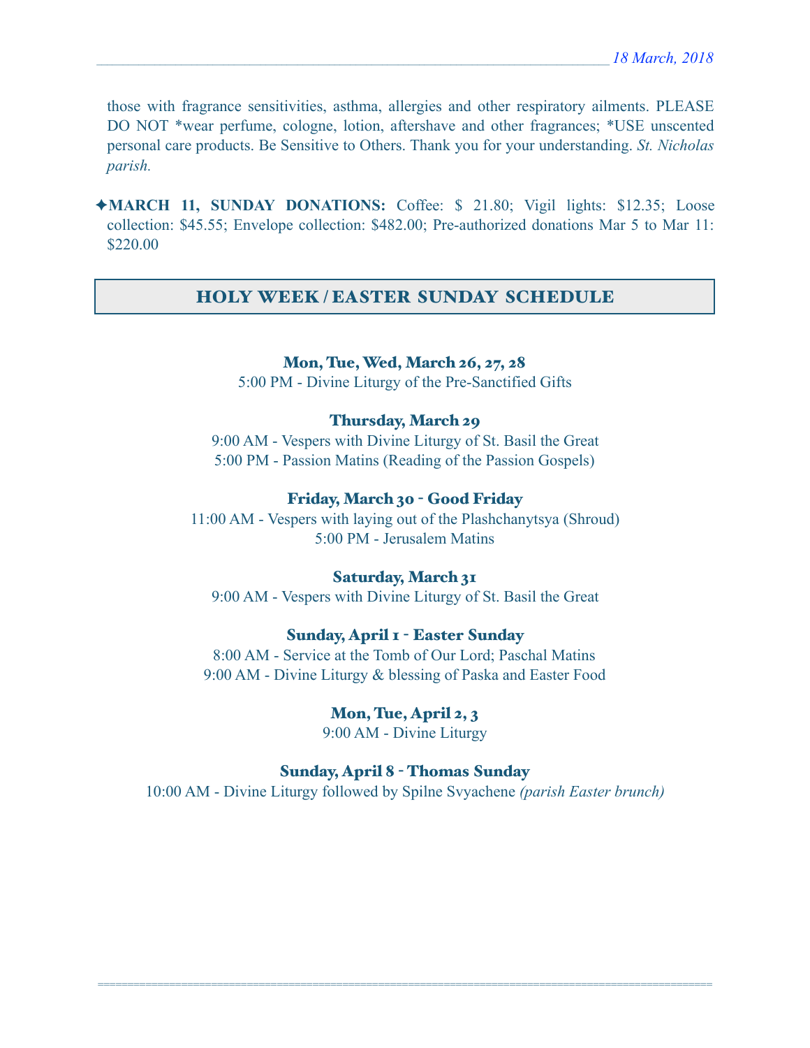those with fragrance sensitivities, asthma, allergies and other respiratory ailments. PLEASE DO NOT *wear perfume, cologne, lotion, aftershave and other fragrances; *USE unscented personal care products. Be Sensitive to Others. Thank you for your understanding. *St. Nicholas parish.*

✦**MARCH 11, SUNDAY DONATIONS:** Coffee: $ 21.80; Vigil lights: $12.35; Loose collection: $45.55; Envelope collection: $482.00; Pre-authorized donations Mar 5 to Mar 11: $220.00

## HOLY WEEK / EASTER SUNDAY SCHEDULE

**Mon, Tue, Wed, March 26, 27, 28**
5:00 PM - Divine Liturgy of the Pre-Sanctified Gifts

**Thursday, March 29**
9:00 AM - Vespers with Divine Liturgy of St. Basil the Great
5:00 PM - Passion Matins (Reading of the Passion Gospels)

**Friday, March 30 - Good Friday**
11:00 AM - Vespers with laying out of the Plashchanytsya (Shroud)
5:00 PM - Jerusalem Matins

**Saturday, March 31**
9:00 AM - Vespers with Divine Liturgy of St. Basil the Great

**Sunday, April 1 - Easter Sunday**
8:00 AM - Service at the Tomb of Our Lord; Paschal Matins
9:00 AM - Divine Liturgy & blessing of Paska and Easter Food

**Mon, Tue, April 2, 3**
9:00 AM - Divine Liturgy

**Sunday, April 8 - Thomas Sunday**
10:00 AM - Divine Liturgy followed by Spilne Svyachene *(parish Easter brunch)*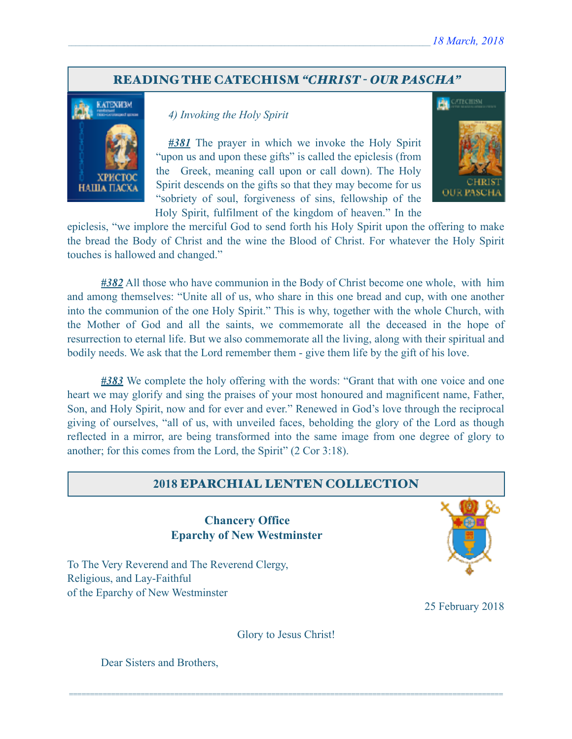## READING THE CATECHISM *"CHRIST - OUR PASCHA"*

*4) Invoking the Holy Spirit*

***#381*** The prayer in which we invoke the Holy Spirit "upon us and upon these gifts" is called the epiclesis (from the Greek, meaning call upon or call down). The Holy Spirit descends on the gifts so that they may become for us "sobriety of soul, forgiveness of sins, fellowship of the Holy Spirit, fulfilment of the kingdom of heaven." In the epiclesis, "we implore the merciful God to send forth his Holy Spirit upon the offering to make the bread the Body of Christ and the wine the Blood of Christ. For whatever the Holy Spirit touches is hallowed and changed."

***#382*** All those who have communion in the Body of Christ become one whole, with him and among themselves: "Unite all of us, who share in this one bread and cup, with one another into the communion of the one Holy Spirit." This is why, together with the whole Church, with the Mother of God and all the saints, we commemorate all the deceased in the hope of resurrection to eternal life. But we also commemorate all the living, along with their spiritual and bodily needs. We ask that the Lord remember them - give them life by the gift of his love.

***#383*** We complete the holy offering with the words: "Grant that with one voice and one heart we may glorify and sing the praises of your most honoured and magnificent name, Father, Son, and Holy Spirit, now and for ever and ever." Renewed in God's love through the reciprocal giving of ourselves, "all of us, with unveiled faces, beholding the glory of the Lord as though reflected in a mirror, are being transformed into the same image from one degree of glory to another; for this comes from the Lord, the Spirit" (2 Cor 3:18).

## 2018 EPARCHIAL LENTEN COLLECTION

**Chancery Office**
**Eparchy of New Westminster**

To The Very Reverend and The Reverend Clergy,
Religious, and Lay-Faithful
of the Eparchy of New Westminster

25 February 2018

Glory to Jesus Christ!

Dear Sisters and Brothers,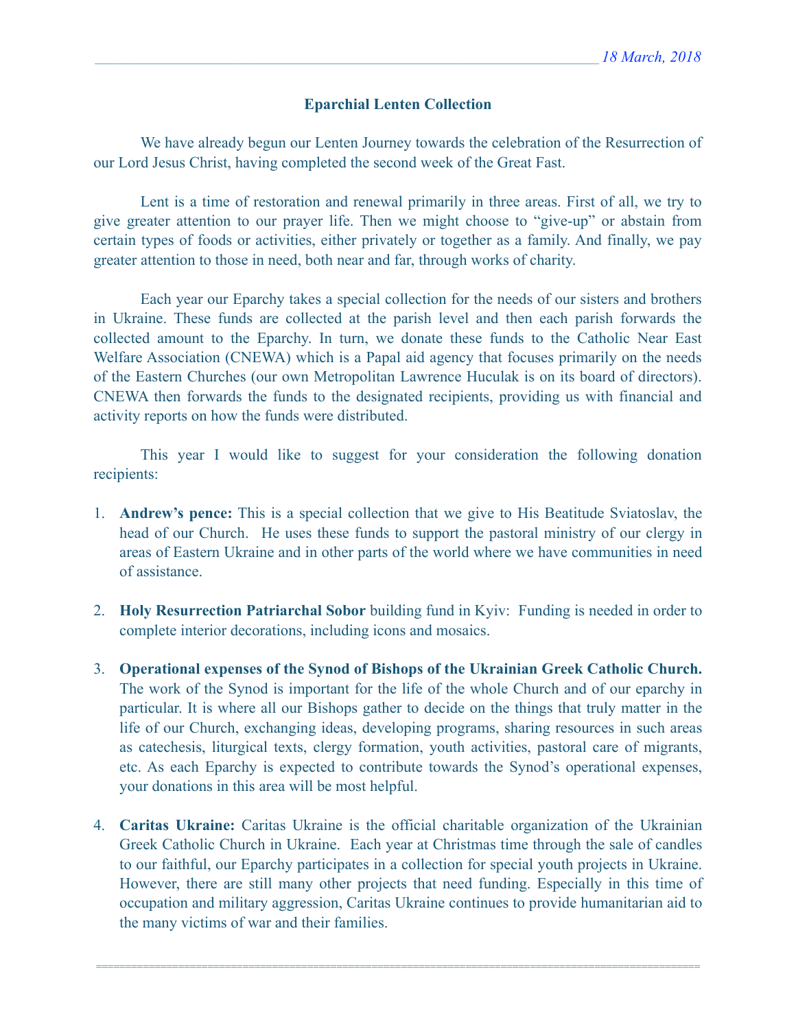*18 March, 2018*

## Eparchial Lenten Collection

We have already begun our Lenten Journey towards the celebration of the Resurrection of our Lord Jesus Christ, having completed the second week of the Great Fast.

Lent is a time of restoration and renewal primarily in three areas. First of all, we try to give greater attention to our prayer life. Then we might choose to "give-up" or abstain from certain types of foods or activities, either privately or together as a family. And finally, we pay greater attention to those in need, both near and far, through works of charity.

Each year our Eparchy takes a special collection for the needs of our sisters and brothers in Ukraine. These funds are collected at the parish level and then each parish forwards the collected amount to the Eparchy. In turn, we donate these funds to the Catholic Near East Welfare Association (CNEWA) which is a Papal aid agency that focuses primarily on the needs of the Eastern Churches (our own Metropolitan Lawrence Huculak is on its board of directors). CNEWA then forwards the funds to the designated recipients, providing us with financial and activity reports on how the funds were distributed.

This year I would like to suggest for your consideration the following donation recipients:

1. **Andrew's pence:** This is a special collection that we give to His Beatitude Sviatoslav, the head of our Church. He uses these funds to support the pastoral ministry of our clergy in areas of Eastern Ukraine and in other parts of the world where we have communities in need of assistance.

2. **Holy Resurrection Patriarchal Sobor** building fund in Kyiv: Funding is needed in order to complete interior decorations, including icons and mosaics.

3. **Operational expenses of the Synod of Bishops of the Ukrainian Greek Catholic Church.** The work of the Synod is important for the life of the whole Church and of our eparchy in particular. It is where all our Bishops gather to decide on the things that truly matter in the life of our Church, exchanging ideas, developing programs, sharing resources in such areas as catechesis, liturgical texts, clergy formation, youth activities, pastoral care of migrants, etc. As each Eparchy is expected to contribute towards the Synod's operational expenses, your donations in this area will be most helpful.

4. **Caritas Ukraine:** Caritas Ukraine is the official charitable organization of the Ukrainian Greek Catholic Church in Ukraine. Each year at Christmas time through the sale of candles to our faithful, our Eparchy participates in a collection for special youth projects in Ukraine. However, there are still many other projects that need funding. Especially in this time of occupation and military aggression, Caritas Ukraine continues to provide humanitarian aid to the many victims of war and their families.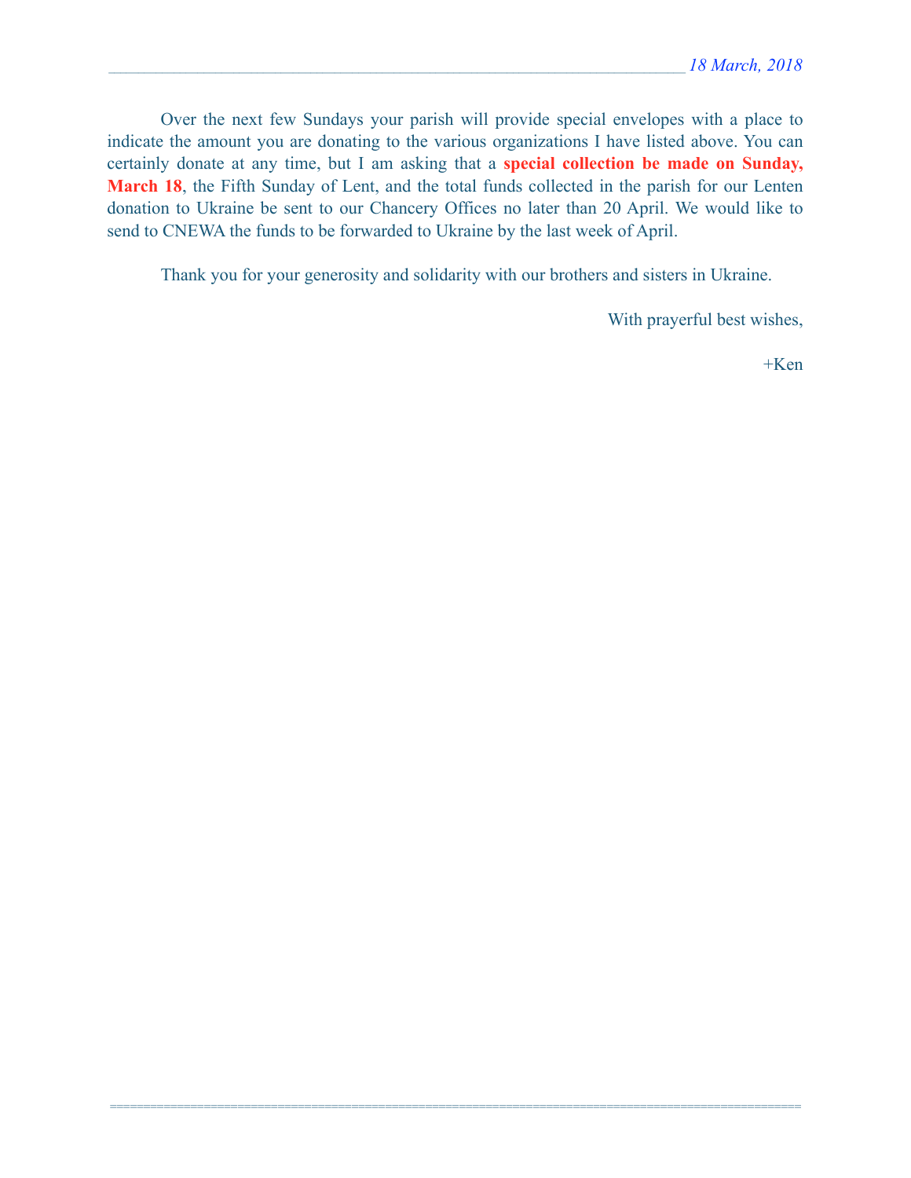Over the next few Sundays your parish will provide special envelopes with a place to indicate the amount you are donating to the various organizations I have listed above. You can certainly donate at any time, but I am asking that a **special collection be made on Sunday, March 18**, the Fifth Sunday of Lent, and the total funds collected in the parish for our Lenten donation to Ukraine be sent to our Chancery Offices no later than 20 April. We would like to send to CNEWA the funds to be forwarded to Ukraine by the last week of April.

Thank you for your generosity and solidarity with our brothers and sisters in Ukraine.

With prayerful best wishes,

+Ken